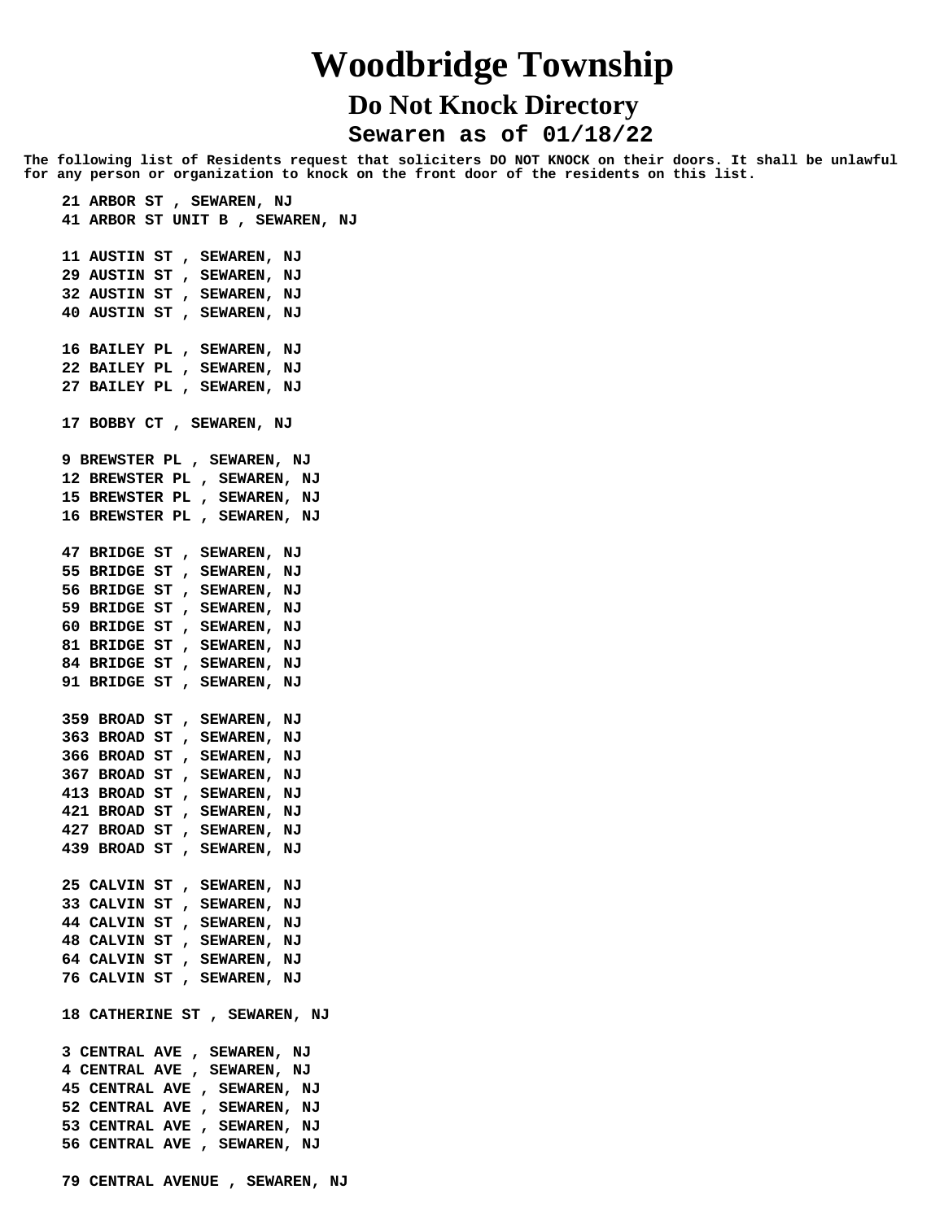# Woodbridge Township

## Do Not Knock Directory

### Sewaren as of 01/18/22

**The following list of Residents request that soliciters DO NOT KNOCK on their doors. It shall be unlawful for any person or organization to knock on the front door of the residents on this list.**

**21 ARBOR ST , SEWAREN, NJ**
**41 ARBOR ST UNIT B , SEWAREN, NJ**

**11 AUSTIN ST , SEWAREN, NJ**
**29 AUSTIN ST , SEWAREN, NJ**
**32 AUSTIN ST , SEWAREN, NJ**
**40 AUSTIN ST , SEWAREN, NJ**

**16 BAILEY PL , SEWAREN, NJ**
**22 BAILEY PL , SEWAREN, NJ**
**27 BAILEY PL , SEWAREN, NJ**

**17 BOBBY CT , SEWAREN, NJ**

**9 BREWSTER PL , SEWAREN, NJ**
**12 BREWSTER PL , SEWAREN, NJ**
**15 BREWSTER PL , SEWAREN, NJ**
**16 BREWSTER PL , SEWAREN, NJ**

**47 BRIDGE ST , SEWAREN, NJ**
**55 BRIDGE ST , SEWAREN, NJ**
**56 BRIDGE ST , SEWAREN, NJ**
**59 BRIDGE ST , SEWAREN, NJ**
**60 BRIDGE ST , SEWAREN, NJ**
**81 BRIDGE ST , SEWAREN, NJ**
**84 BRIDGE ST , SEWAREN, NJ**
**91 BRIDGE ST , SEWAREN, NJ**

**359 BROAD ST , SEWAREN, NJ**
**363 BROAD ST , SEWAREN, NJ**
**366 BROAD ST , SEWAREN, NJ**
**367 BROAD ST , SEWAREN, NJ**
**413 BROAD ST , SEWAREN, NJ**
**421 BROAD ST , SEWAREN, NJ**
**427 BROAD ST , SEWAREN, NJ**
**439 BROAD ST , SEWAREN, NJ**

**25 CALVIN ST , SEWAREN, NJ**
**33 CALVIN ST , SEWAREN, NJ**
**44 CALVIN ST , SEWAREN, NJ**
**48 CALVIN ST , SEWAREN, NJ**
**64 CALVIN ST , SEWAREN, NJ**
**76 CALVIN ST , SEWAREN, NJ**

**18 CATHERINE ST , SEWAREN, NJ**

**3 CENTRAL AVE , SEWAREN, NJ**
**4 CENTRAL AVE , SEWAREN, NJ**
**45 CENTRAL AVE , SEWAREN, NJ**
**52 CENTRAL AVE , SEWAREN, NJ**
**53 CENTRAL AVE , SEWAREN, NJ**
**56 CENTRAL AVE , SEWAREN, NJ**

**79 CENTRAL AVENUE , SEWAREN, NJ**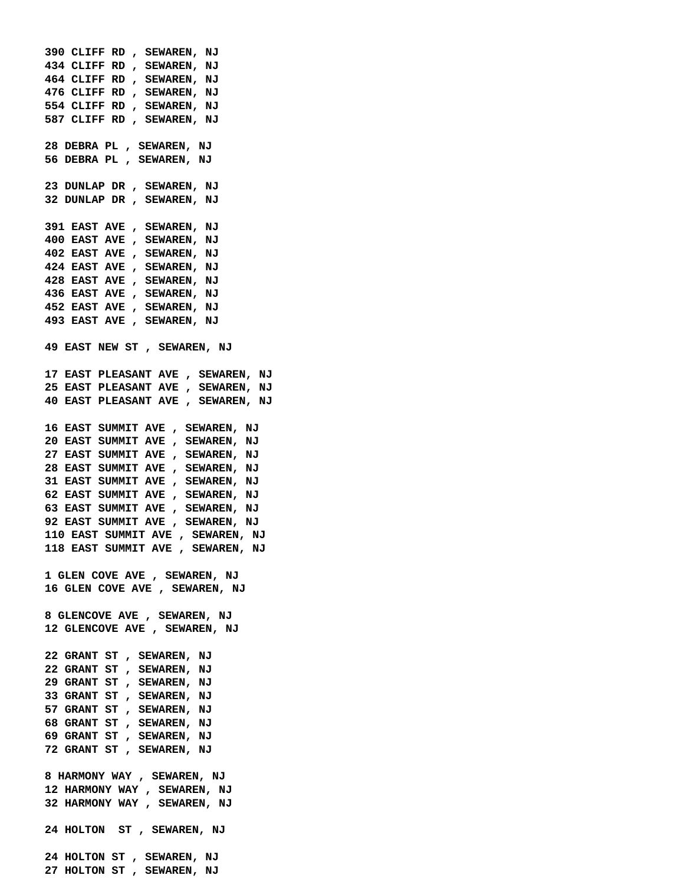**390 CLIFF RD , SEWAREN, NJ**
**434 CLIFF RD , SEWAREN, NJ**
**464 CLIFF RD , SEWAREN, NJ**
**476 CLIFF RD , SEWAREN, NJ**
**554 CLIFF RD , SEWAREN, NJ**
**587 CLIFF RD , SEWAREN, NJ**

**28 DEBRA PL , SEWAREN, NJ**
**56 DEBRA PL , SEWAREN, NJ**

**23 DUNLAP DR , SEWAREN, NJ**
**32 DUNLAP DR , SEWAREN, NJ**

**391 EAST AVE , SEWAREN, NJ**
**400 EAST AVE , SEWAREN, NJ**
**402 EAST AVE , SEWAREN, NJ**
**424 EAST AVE , SEWAREN, NJ**
**428 EAST AVE , SEWAREN, NJ**
**436 EAST AVE , SEWAREN, NJ**
**452 EAST AVE , SEWAREN, NJ**
**493 EAST AVE , SEWAREN, NJ**

**49 EAST NEW ST , SEWAREN, NJ**

**17 EAST PLEASANT AVE , SEWAREN, NJ**
**25 EAST PLEASANT AVE , SEWAREN, NJ**
**40 EAST PLEASANT AVE , SEWAREN, NJ**

**16 EAST SUMMIT AVE , SEWAREN, NJ**
**20 EAST SUMMIT AVE , SEWAREN, NJ**
**27 EAST SUMMIT AVE , SEWAREN, NJ**
**28 EAST SUMMIT AVE , SEWAREN, NJ**
**31 EAST SUMMIT AVE , SEWAREN, NJ**
**62 EAST SUMMIT AVE , SEWAREN, NJ**
**63 EAST SUMMIT AVE , SEWAREN, NJ**
**92 EAST SUMMIT AVE , SEWAREN, NJ**
**110 EAST SUMMIT AVE , SEWAREN, NJ**
**118 EAST SUMMIT AVE , SEWAREN, NJ**

**1 GLEN COVE AVE , SEWAREN, NJ**
**16 GLEN COVE AVE , SEWAREN, NJ**

**8 GLENCOVE AVE , SEWAREN, NJ**
**12 GLENCOVE AVE , SEWAREN, NJ**

**22 GRANT ST , SEWAREN, NJ**
**22 GRANT ST , SEWAREN, NJ**
**29 GRANT ST , SEWAREN, NJ**
**33 GRANT ST , SEWAREN, NJ**
**57 GRANT ST , SEWAREN, NJ**
**68 GRANT ST , SEWAREN, NJ**
**69 GRANT ST , SEWAREN, NJ**
**72 GRANT ST , SEWAREN, NJ**

**8 HARMONY WAY , SEWAREN, NJ**
**12 HARMONY WAY , SEWAREN, NJ**
**32 HARMONY WAY , SEWAREN, NJ**

**24 HOLTON  ST , SEWAREN, NJ**

**24 HOLTON ST , SEWAREN, NJ**
**27 HOLTON ST , SEWAREN, NJ**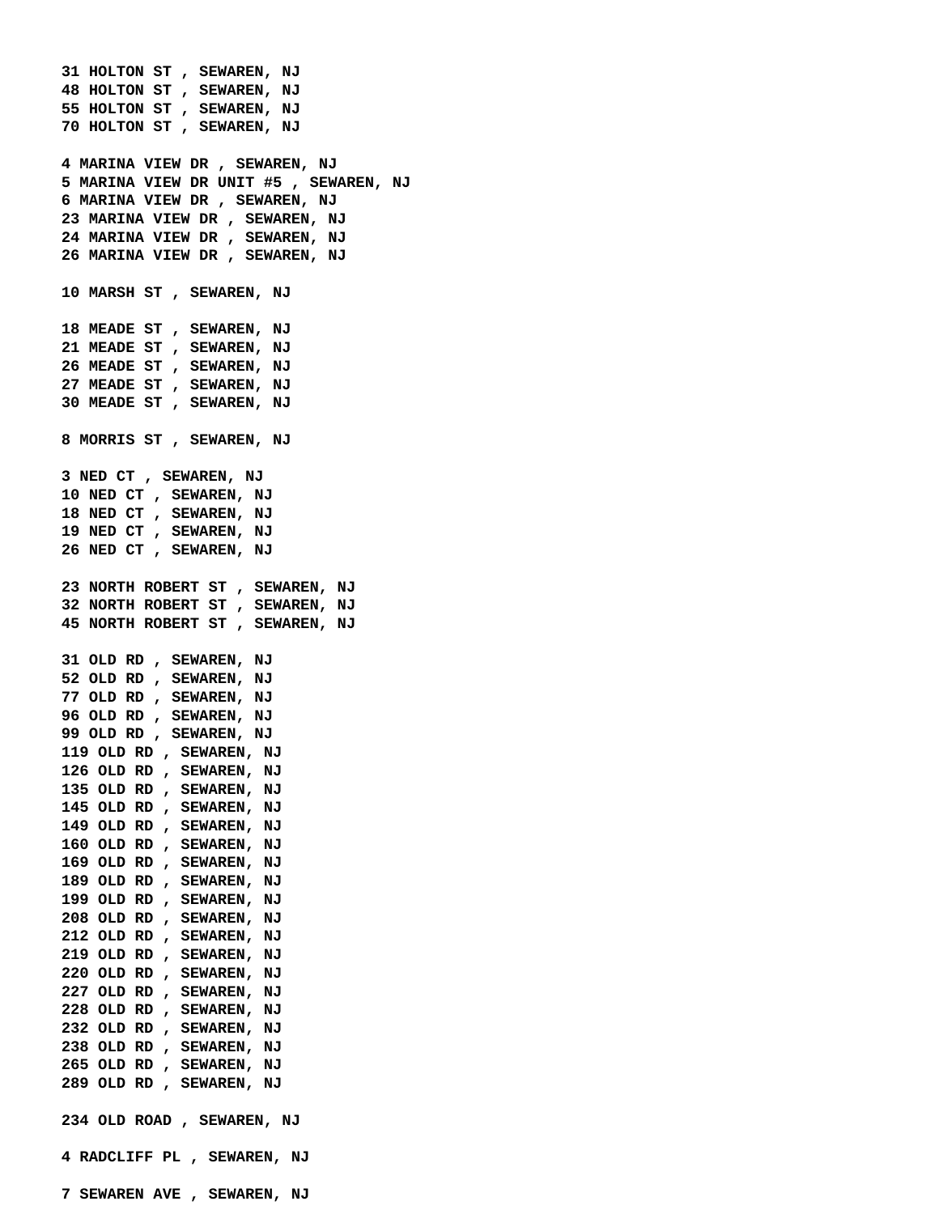**31 HOLTON ST , SEWAREN, NJ**
**48 HOLTON ST , SEWAREN, NJ**
**55 HOLTON ST , SEWAREN, NJ**
**70 HOLTON ST , SEWAREN, NJ**

**4 MARINA VIEW DR , SEWAREN, NJ**
**5 MARINA VIEW DR UNIT #5 , SEWAREN, NJ**
**6 MARINA VIEW DR , SEWAREN, NJ**
**23 MARINA VIEW DR , SEWAREN, NJ**
**24 MARINA VIEW DR , SEWAREN, NJ**
**26 MARINA VIEW DR , SEWAREN, NJ**

**10 MARSH ST , SEWAREN, NJ**

**18 MEADE ST , SEWAREN, NJ**
**21 MEADE ST , SEWAREN, NJ**
**26 MEADE ST , SEWAREN, NJ**
**27 MEADE ST , SEWAREN, NJ**
**30 MEADE ST , SEWAREN, NJ**

**8 MORRIS ST , SEWAREN, NJ**

**3 NED CT , SEWAREN, NJ**
**10 NED CT , SEWAREN, NJ**
**18 NED CT , SEWAREN, NJ**
**19 NED CT , SEWAREN, NJ**
**26 NED CT , SEWAREN, NJ**

**23 NORTH ROBERT ST , SEWAREN, NJ**
**32 NORTH ROBERT ST , SEWAREN, NJ**
**45 NORTH ROBERT ST , SEWAREN, NJ**

**31 OLD RD , SEWAREN, NJ**
**52 OLD RD , SEWAREN, NJ**
**77 OLD RD , SEWAREN, NJ**
**96 OLD RD , SEWAREN, NJ**
**99 OLD RD , SEWAREN, NJ**
**119 OLD RD , SEWAREN, NJ**
**126 OLD RD , SEWAREN, NJ**
**135 OLD RD , SEWAREN, NJ**
**145 OLD RD , SEWAREN, NJ**
**149 OLD RD , SEWAREN, NJ**
**160 OLD RD , SEWAREN, NJ**
**169 OLD RD , SEWAREN, NJ**
**189 OLD RD , SEWAREN, NJ**
**199 OLD RD , SEWAREN, NJ**
**208 OLD RD , SEWAREN, NJ**
**212 OLD RD , SEWAREN, NJ**
**219 OLD RD , SEWAREN, NJ**
**220 OLD RD , SEWAREN, NJ**
**227 OLD RD , SEWAREN, NJ**
**228 OLD RD , SEWAREN, NJ**
**232 OLD RD , SEWAREN, NJ**
**238 OLD RD , SEWAREN, NJ**
**265 OLD RD , SEWAREN, NJ**
**289 OLD RD , SEWAREN, NJ**

**234 OLD ROAD , SEWAREN, NJ**

**4 RADCLIFF PL , SEWAREN, NJ**

**7 SEWAREN AVE , SEWAREN, NJ**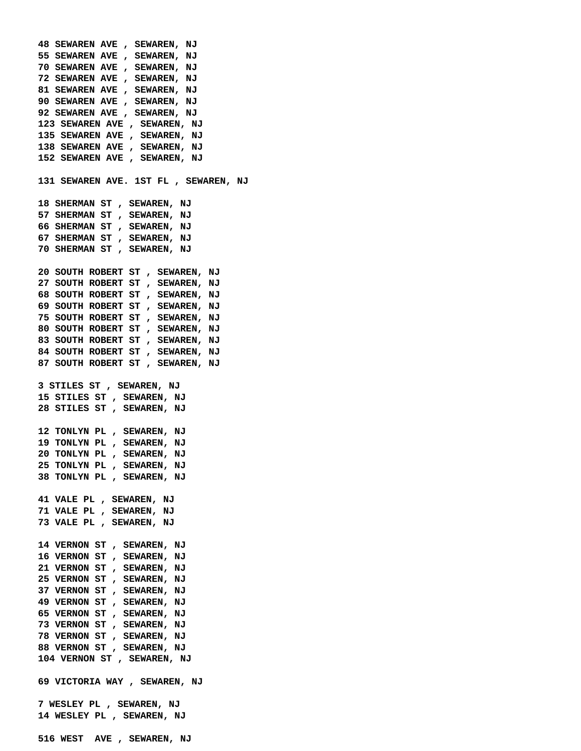**48 SEWAREN AVE , SEWAREN, NJ**
**55 SEWAREN AVE , SEWAREN, NJ**
**70 SEWAREN AVE , SEWAREN, NJ**
**72 SEWAREN AVE , SEWAREN, NJ**
**81 SEWAREN AVE , SEWAREN, NJ**
**90 SEWAREN AVE , SEWAREN, NJ**
**92 SEWAREN AVE , SEWAREN, NJ**
**123 SEWAREN AVE , SEWAREN, NJ**
**135 SEWAREN AVE , SEWAREN, NJ**
**138 SEWAREN AVE , SEWAREN, NJ**
**152 SEWAREN AVE , SEWAREN, NJ**

**131 SEWAREN AVE. 1ST FL , SEWAREN, NJ**

**18 SHERMAN ST , SEWAREN, NJ**
**57 SHERMAN ST , SEWAREN, NJ**
**66 SHERMAN ST , SEWAREN, NJ**
**67 SHERMAN ST , SEWAREN, NJ**
**70 SHERMAN ST , SEWAREN, NJ**

**20 SOUTH ROBERT ST , SEWAREN, NJ**
**27 SOUTH ROBERT ST , SEWAREN, NJ**
**68 SOUTH ROBERT ST , SEWAREN, NJ**
**69 SOUTH ROBERT ST , SEWAREN, NJ**
**75 SOUTH ROBERT ST , SEWAREN, NJ**
**80 SOUTH ROBERT ST , SEWAREN, NJ**
**83 SOUTH ROBERT ST , SEWAREN, NJ**
**84 SOUTH ROBERT ST , SEWAREN, NJ**
**87 SOUTH ROBERT ST , SEWAREN, NJ**

**3 STILES ST , SEWAREN, NJ**
**15 STILES ST , SEWAREN, NJ**
**28 STILES ST , SEWAREN, NJ**

**12 TONLYN PL , SEWAREN, NJ**
**19 TONLYN PL , SEWAREN, NJ**
**20 TONLYN PL , SEWAREN, NJ**
**25 TONLYN PL , SEWAREN, NJ**
**38 TONLYN PL , SEWAREN, NJ**

**41 VALE PL , SEWAREN, NJ**
**71 VALE PL , SEWAREN, NJ**
**73 VALE PL , SEWAREN, NJ**

**14 VERNON ST , SEWAREN, NJ**
**16 VERNON ST , SEWAREN, NJ**
**21 VERNON ST , SEWAREN, NJ**
**25 VERNON ST , SEWAREN, NJ**
**37 VERNON ST , SEWAREN, NJ**
**49 VERNON ST , SEWAREN, NJ**
**65 VERNON ST , SEWAREN, NJ**
**73 VERNON ST , SEWAREN, NJ**
**78 VERNON ST , SEWAREN, NJ**
**88 VERNON ST , SEWAREN, NJ**
**104 VERNON ST , SEWAREN, NJ**

**69 VICTORIA WAY , SEWAREN, NJ**

**7 WESLEY PL , SEWAREN, NJ**
**14 WESLEY PL , SEWAREN, NJ**

**516 WEST  AVE , SEWAREN, NJ**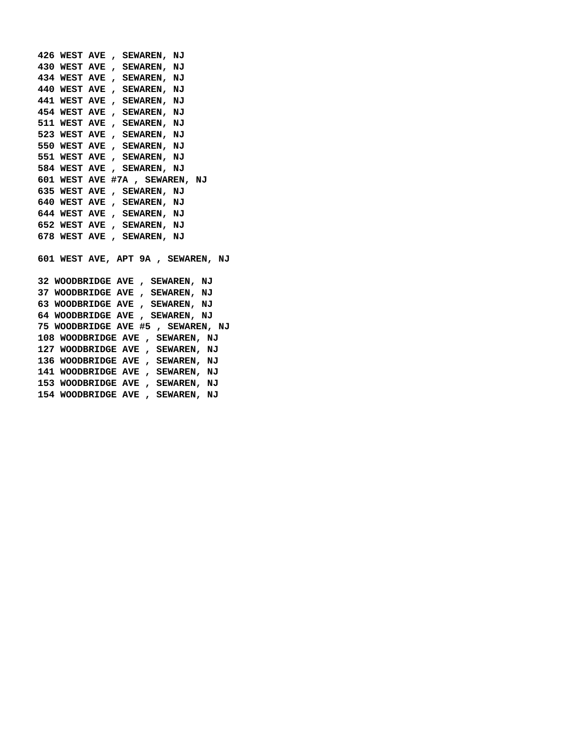**426 WEST AVE , SEWAREN, NJ**
**430 WEST AVE , SEWAREN, NJ**
**434 WEST AVE , SEWAREN, NJ**
**440 WEST AVE , SEWAREN, NJ**
**441 WEST AVE , SEWAREN, NJ**
**454 WEST AVE , SEWAREN, NJ**
**511 WEST AVE , SEWAREN, NJ**
**523 WEST AVE , SEWAREN, NJ**
**550 WEST AVE , SEWAREN, NJ**
**551 WEST AVE , SEWAREN, NJ**
**584 WEST AVE , SEWAREN, NJ**
**601 WEST AVE #7A , SEWAREN, NJ**
**635 WEST AVE , SEWAREN, NJ**
**640 WEST AVE , SEWAREN, NJ**
**644 WEST AVE , SEWAREN, NJ**
**652 WEST AVE , SEWAREN, NJ**
**678 WEST AVE , SEWAREN, NJ**

**601 WEST AVE, APT 9A , SEWAREN, NJ**

**32 WOODBRIDGE AVE , SEWAREN, NJ**
**37 WOODBRIDGE AVE , SEWAREN, NJ**
**63 WOODBRIDGE AVE , SEWAREN, NJ**
**64 WOODBRIDGE AVE , SEWAREN, NJ**
**75 WOODBRIDGE AVE #5 , SEWAREN, NJ**
**108 WOODBRIDGE AVE , SEWAREN, NJ**
**127 WOODBRIDGE AVE , SEWAREN, NJ**
**136 WOODBRIDGE AVE , SEWAREN, NJ**
**141 WOODBRIDGE AVE , SEWAREN, NJ**
**153 WOODBRIDGE AVE , SEWAREN, NJ**
**154 WOODBRIDGE AVE , SEWAREN, NJ**